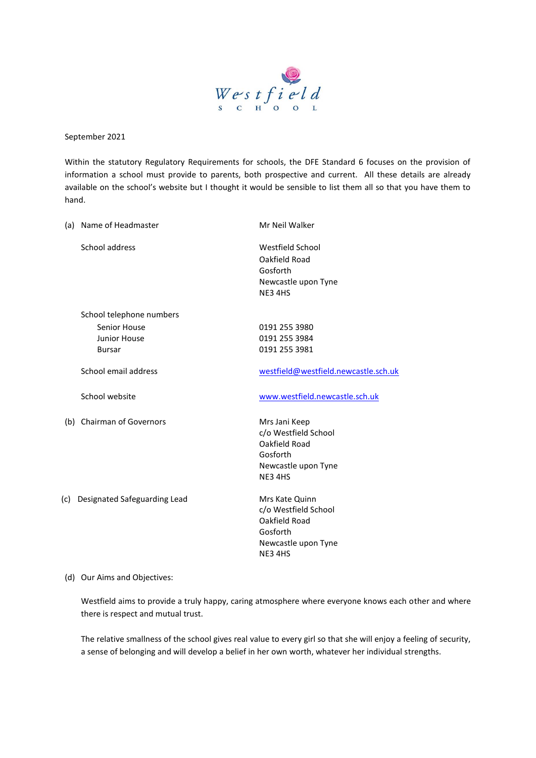Westfield School

September 2021

Within the statutory Regulatory Requirements for schools, the DFE Standard 6 focuses on the provision of information a school must provide to parents, both prospective and current. All these details are already available on the school's website but I thought it would be sensible to list them all so that you have them to hand.

(a) Name of Headmaster — Mr Neil Walker

School address — Westfield School
Oakfield Road
Gosforth
Newcastle upon Tyne
NE3 4HS

School telephone numbers
- Senior House — 0191 255 3980
- Junior House — 0191 255 3984
- Bursar — 0191 255 3981

School email address — westfield@westfield.newcastle.sch.uk

School website — www.westfield.newcastle.sch.uk

(b) Chairman of Governors — Mrs Jani Keep
c/o Westfield School
Oakfield Road
Gosforth
Newcastle upon Tyne
NE3 4HS

(c) Designated Safeguarding Lead — Mrs Kate Quinn
c/o Westfield School
Oakfield Road
Gosforth
Newcastle upon Tyne
NE3 4HS

(d) Our Aims and Objectives:

Westfield aims to provide a truly happy, caring atmosphere where everyone knows each other and where there is respect and mutual trust.

The relative smallness of the school gives real value to every girl so that she will enjoy a feeling of security, a sense of belonging and will develop a belief in her own worth, whatever her individual strengths.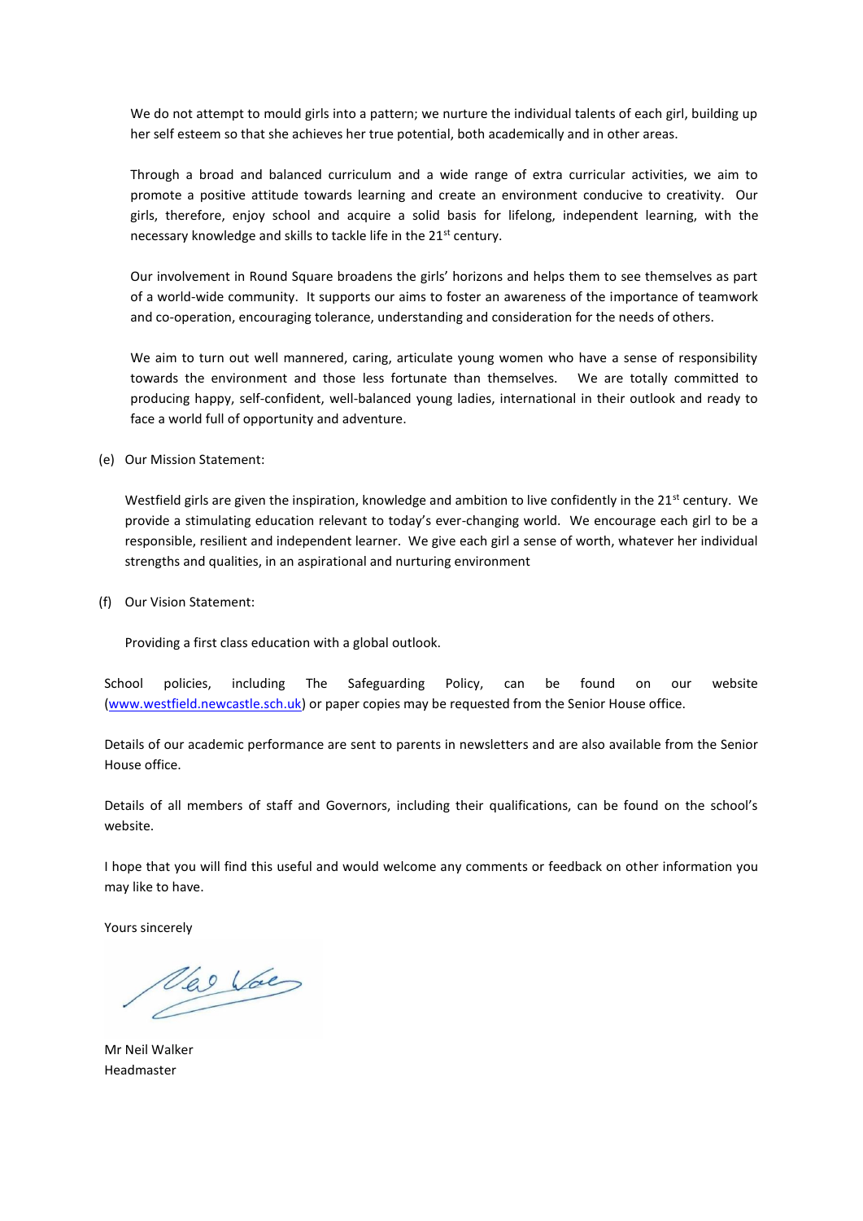We do not attempt to mould girls into a pattern; we nurture the individual talents of each girl, building up her self esteem so that she achieves her true potential, both academically and in other areas.

Through a broad and balanced curriculum and a wide range of extra curricular activities, we aim to promote a positive attitude towards learning and create an environment conducive to creativity. Our girls, therefore, enjoy school and acquire a solid basis for lifelong, independent learning, with the necessary knowledge and skills to tackle life in the 21st century.

Our involvement in Round Square broadens the girls' horizons and helps them to see themselves as part of a world-wide community. It supports our aims to foster an awareness of the importance of teamwork and co-operation, encouraging tolerance, understanding and consideration for the needs of others.

We aim to turn out well mannered, caring, articulate young women who have a sense of responsibility towards the environment and those less fortunate than themselves. We are totally committed to producing happy, self-confident, well-balanced young ladies, international in their outlook and ready to face a world full of opportunity and adventure.

(e) Our Mission Statement:

Westfield girls are given the inspiration, knowledge and ambition to live confidently in the 21st century. We provide a stimulating education relevant to today's ever-changing world. We encourage each girl to be a responsible, resilient and independent learner. We give each girl a sense of worth, whatever her individual strengths and qualities, in an aspirational and nurturing environment

(f) Our Vision Statement:

Providing a first class education with a global outlook.

School policies, including The Safeguarding Policy, can be found on our website ([www.westfield.newcastle.sch.uk](www.westfield.newcastle.sch.uk)) or paper copies may be requested from the Senior House office.

Details of our academic performance are sent to parents in newsletters and are also available from the Senior House office.

Details of all members of staff and Governors, including their qualifications, can be found on the school's website.

I hope that you will find this useful and would welcome any comments or feedback on other information you may like to have.

Yours sincerely

Mr Neil Walker
Headmaster